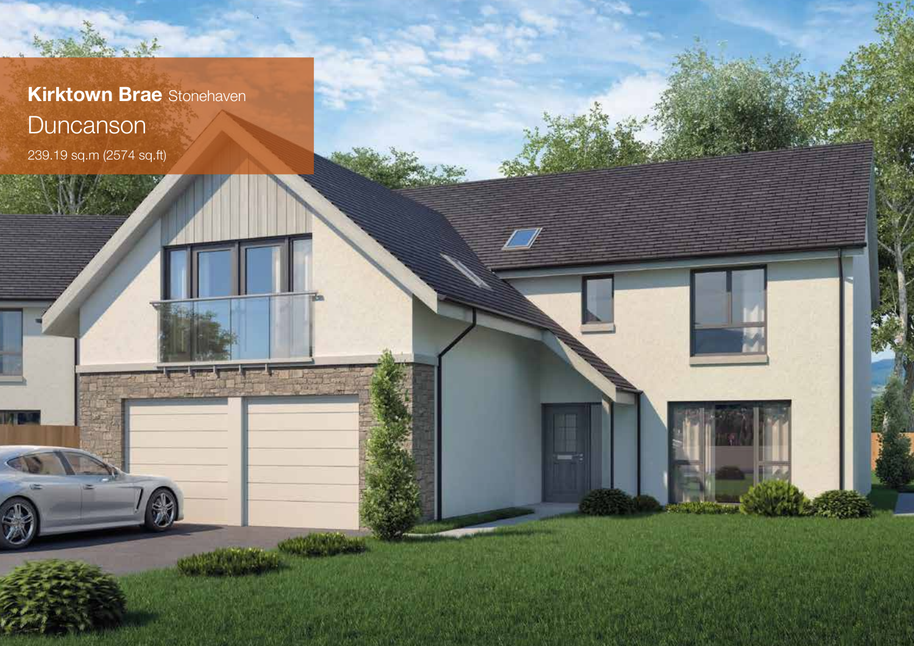**Kirktown Brae** Stonehaven

# Duncanson

239.19 sq.m (2574 sq.ft)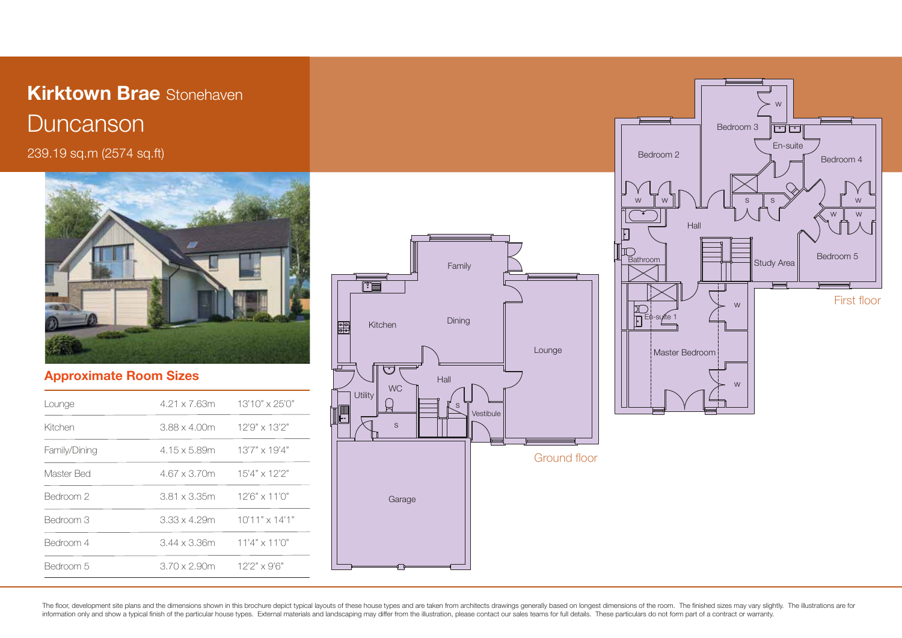# **Kirktown Brae** Stonehaven

## Duncanson

239.19 sq.m (2574 sq.ft)

## Approximate Room Sizes

| | | |
|---|---|---|
| Lounge | 4.21 x 7.63m | 13'10" x 25'0" |
| Kitchen | 3.88 x 4.00m | 12'9" x 13'2" |
| Family/Dining | 4.15 x 5.89m | 13'7" x 19'4" |
| Master Bed | 4.67 x 3.70m | 15'4" x 12'2" |
| Bedroom 2 | 3.81 x 3.35m | 12'6" x 11'0" |
| Bedroom 3 | 3.33 x 4.29m | 10'11" x 14'1" |
| Bedroom 4 | 3.44 x 3.36m | 11'4" x 11'0" |
| Bedroom 5 | 3.70 x 2.90m | 12'2" x 9'6" |

Ground floor

Family
Dining
Kitchen
Lounge
Utility
WC
Hall
S
Vestibule
S
Garage

First floor

Bedroom 3
W
En-suite
Bedroom 2
Bedroom 4
W
W
S
S
W
W
W
Hall
Bathroom
Study Area
Bedroom 5
W
En-suite 1
Master Bedroom
W

The floor, development site plans and the dimensions shown in this brochure depict typical layouts of these house types and are taken from architects drawings generally based on longest dimensions of the room. The finished sizes may vary slightly. The illustrations are for information only and show a typical finish of the particular house types. External materials and landscaping may differ from the illustration, please contact our sales teams for full details. These particulars do not form part of a contract or warranty.